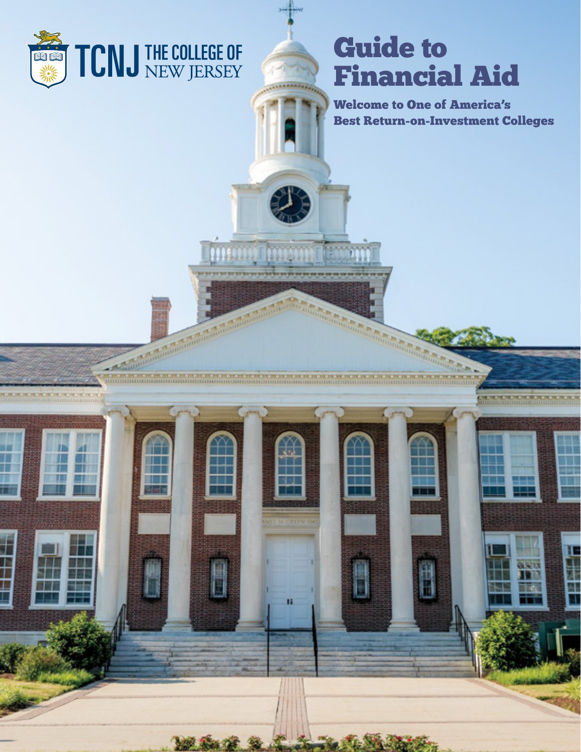TCNJ THE COLLEGE OF NEW JERSEY

# Guide to Financial Aid

**Welcome to One of America's Best Return-on-Investment Colleges**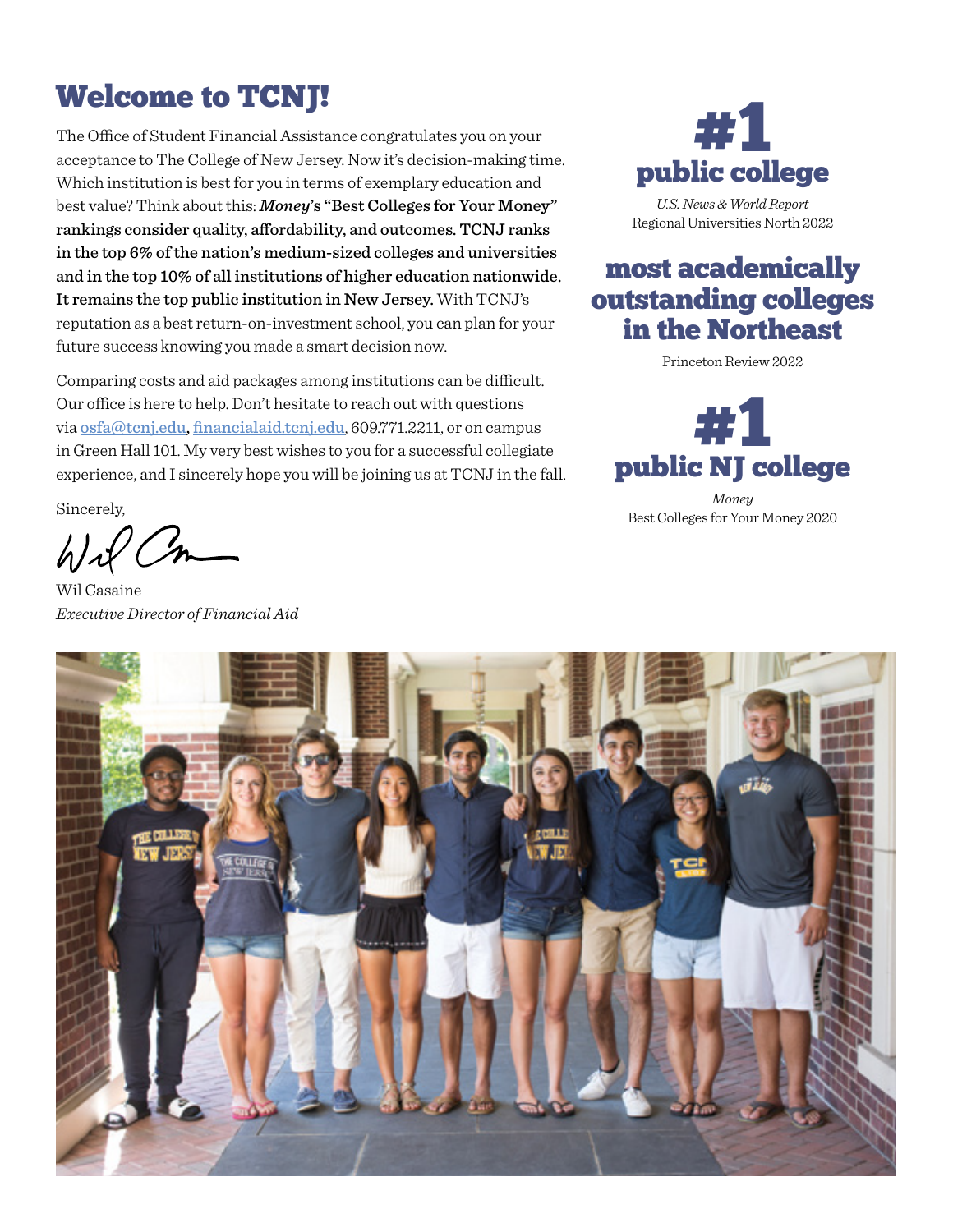# Welcome to TCNJ!

The Office of Student Financial Assistance congratulates you on your acceptance to The College of New Jersey. Now it's decision-making time. Which institution is best for you in terms of exemplary education and best value? Think about this: ***Money*'s "Best Colleges for Your Money" rankings consider quality, affordability, and outcomes. TCNJ ranks in the top 6% of the nation's medium-sized colleges and universities and in the top 10% of all institutions of higher education nationwide. It remains the top public institution in New Jersey.** With TCNJ's reputation as a best return-on-investment school, you can plan for your future success knowing you made a smart decision now.

Comparing costs and aid packages among institutions can be difficult. Our office is here to help. Don't hesitate to reach out with questions via osfa@tcnj.edu, financialaid.tcnj.edu, 609.771.2211, or on campus in Green Hall 101. My very best wishes to you for a successful collegiate experience, and I sincerely hope you will be joining us at TCNJ in the fall.

Sincerely,

Wil Casaine
*Executive Director of Financial Aid*

## #1 public college

*U.S. News & World Report*
Regional Universities North 2022

## most academically outstanding colleges in the Northeast

Princeton Review 2022

## #1 public NJ college

*Money*
Best Colleges for Your Money 2020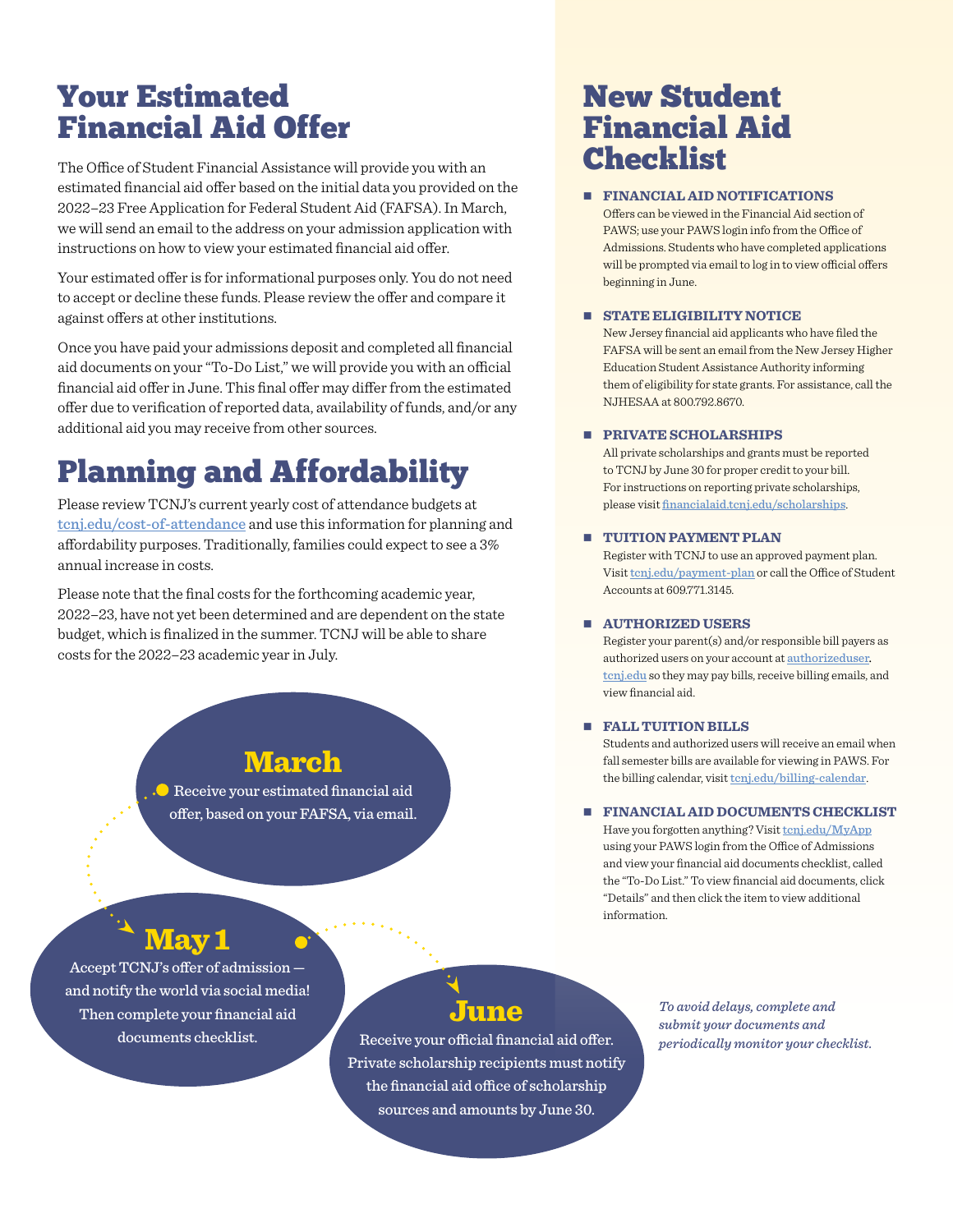# Your Estimated Financial Aid Offer

The Office of Student Financial Assistance will provide you with an estimated financial aid offer based on the initial data you provided on the 2022–23 Free Application for Federal Student Aid (FAFSA). In March, we will send an email to the address on your admission application with instructions on how to view your estimated financial aid offer.

Your estimated offer is for informational purposes only. You do not need to accept or decline these funds. Please review the offer and compare it against offers at other institutions.

Once you have paid your admissions deposit and completed all financial aid documents on your "To-Do List," we will provide you with an official financial aid offer in June. This final offer may differ from the estimated offer due to verification of reported data, availability of funds, and/or any additional aid you may receive from other sources.

# Planning and Affordability

Please review TCNJ's current yearly cost of attendance budgets at tcnj.edu/cost-of-attendance and use this information for planning and affordability purposes. Traditionally, families could expect to see a 3% annual increase in costs.

Please note that the final costs for the forthcoming academic year, 2022–23, have not yet been determined and are dependent on the state budget, which is finalized in the summer. TCNJ will be able to share costs for the 2022–23 academic year in July.

## March

Receive your estimated financial aid offer, based on your FAFSA, via email.

## May 1

Accept TCNJ's offer of admission — and notify the world via social media! Then complete your financial aid documents checklist.

## June

Receive your official financial aid offer. Private scholarship recipients must notify the financial aid office of scholarship sources and amounts by June 30.

# New Student Financial Aid Checklist

- **FINANCIAL AID NOTIFICATIONS**
  Offers can be viewed in the Financial Aid section of PAWS; use your PAWS login info from the Office of Admissions. Students who have completed applications will be prompted via email to log in to view official offers beginning in June.

- **STATE ELIGIBILITY NOTICE**
  New Jersey financial aid applicants who have filed the FAFSA will be sent an email from the New Jersey Higher Education Student Assistance Authority informing them of eligibility for state grants. For assistance, call the NJHESAA at 800.792.8670.

- **PRIVATE SCHOLARSHIPS**
  All private scholarships and grants must be reported to TCNJ by June 30 for proper credit to your bill. For instructions on reporting private scholarships, please visit financialaid.tcnj.edu/scholarships.

- **TUITION PAYMENT PLAN**
  Register with TCNJ to use an approved payment plan. Visit tcnj.edu/payment-plan or call the Office of Student Accounts at 609.771.3145.

- **AUTHORIZED USERS**
  Register your parent(s) and/or responsible bill payers as authorized users on your account at authorizeduser.tcnj.edu so they may pay bills, receive billing emails, and view financial aid.

- **FALL TUITION BILLS**
  Students and authorized users will receive an email when fall semester bills are available for viewing in PAWS. For the billing calendar, visit tcnj.edu/billing-calendar.

- **FINANCIAL AID DOCUMENTS CHECKLIST**
  Have you forgotten anything? Visit tcnj.edu/MyApp using your PAWS login from the Office of Admissions and view your financial aid documents checklist, called the "To-Do List." To view financial aid documents, click "Details" and then click the item to view additional information.

*To avoid delays, complete and submit your documents and periodically monitor your checklist.*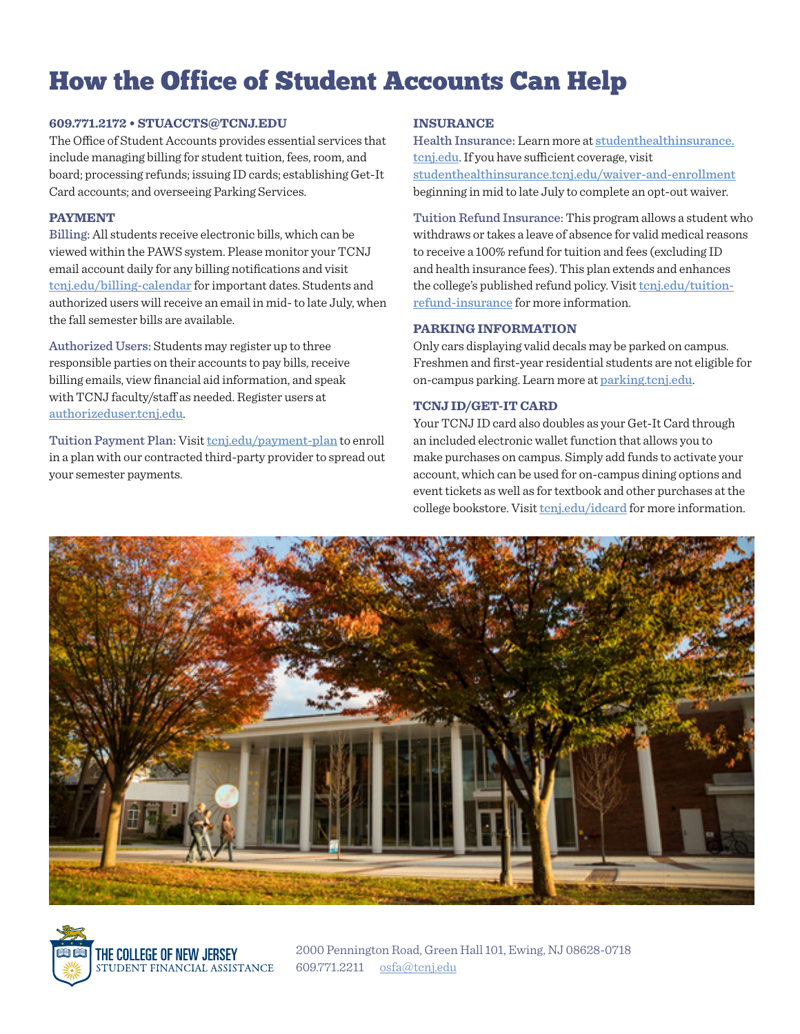# How the Office of Student Accounts Can Help

**609.771.2172 • STUACCTS@TCNJ.EDU**

The Office of Student Accounts provides essential services that include managing billing for student tuition, fees, room, and board; processing refunds; issuing ID cards; establishing Get-It Card accounts; and overseeing Parking Services.

## PAYMENT

**Billing:** All students receive electronic bills, which can be viewed within the PAWS system. Please monitor your TCNJ email account daily for any billing notifications and visit tcnj.edu/billing-calendar for important dates. Students and authorized users will receive an email in mid- to late July, when the fall semester bills are available.

**Authorized Users:** Students may register up to three responsible parties on their accounts to pay bills, receive billing emails, view financial aid information, and speak with TCNJ faculty/staff as needed. Register users at authorizeduser.tcnj.edu.

**Tuition Payment Plan:** Visit tcnj.edu/payment-plan to enroll in a plan with our contracted third-party provider to spread out your semester payments.

## INSURANCE

**Health Insurance:** Learn more at studenthealthinsurance.tcnj.edu. If you have sufficient coverage, visit studenthealthinsurance.tcnj.edu/waiver-and-enrollment beginning in mid to late July to complete an opt-out waiver.

**Tuition Refund Insurance:** This program allows a student who withdraws or takes a leave of absence for valid medical reasons to receive a 100% refund for tuition and fees (excluding ID and health insurance fees). This plan extends and enhances the college's published refund policy. Visit tcnj.edu/tuition-refund-insurance for more information.

## PARKING INFORMATION

Only cars displaying valid decals may be parked on campus. Freshmen and first-year residential students are not eligible for on-campus parking. Learn more at parking.tcnj.edu.

## TCNJ ID/GET-IT CARD

Your TCNJ ID card also doubles as your Get-It Card through an included electronic wallet function that allows you to make purchases on campus. Simply add funds to activate your account, which can be used for on-campus dining options and event tickets as well as for textbook and other purchases at the college bookstore. Visit tcnj.edu/idcard for more information.

THE COLLEGE OF NEW JERSEY
STUDENT FINANCIAL ASSISTANCE

2000 Pennington Road, Green Hall 101, Ewing, NJ 08628-0718
609.771.2211 osfa@tcnj.edu